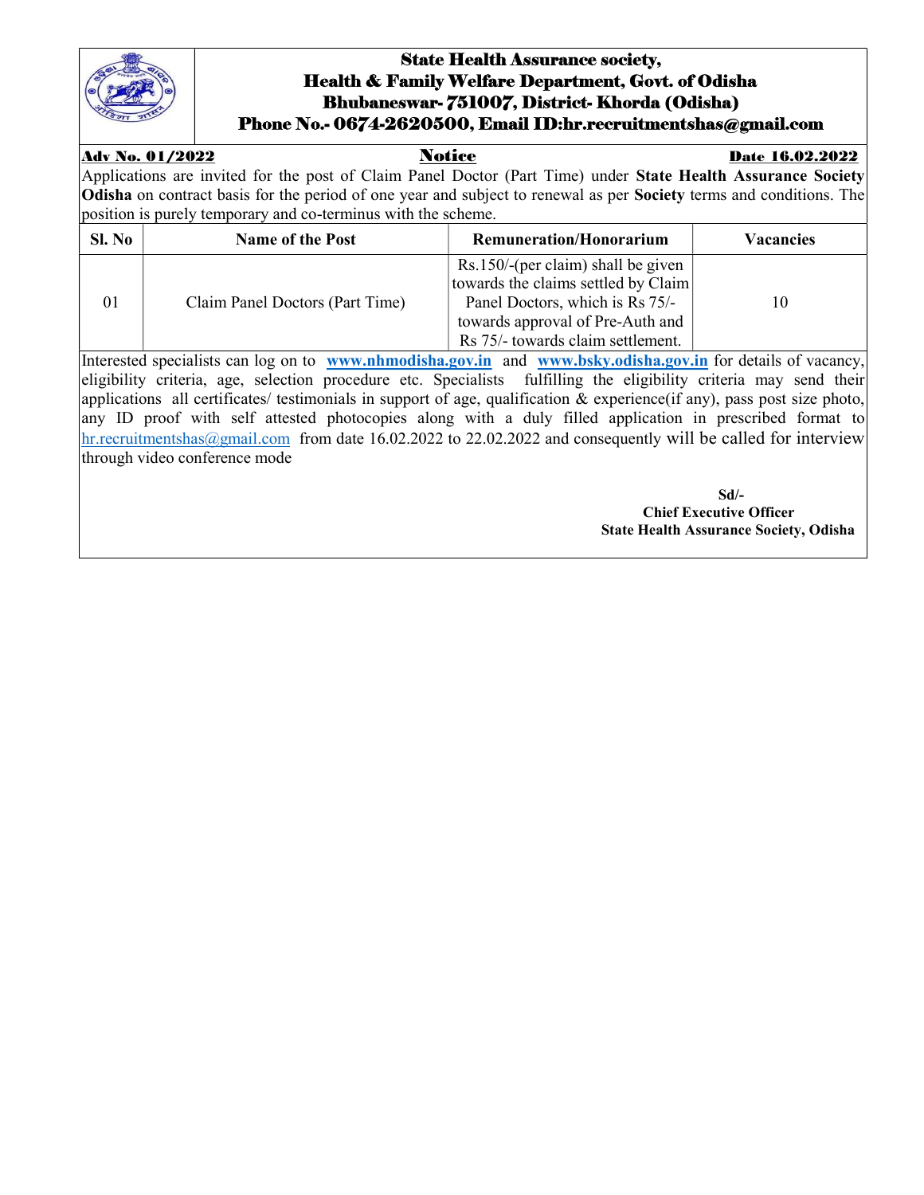# State Health Assurance society,
# Health & Family Welfare Department, Govt. of Odisha
# Bhubaneswar- 751007, District- Khorda (Odisha)
# Phone No.- 0674-2620500, Email ID:hr.recruitmentshas@gmail.com

**Adv No. 01/2022** **Notice** **Date 16.02.2022**

Applications are invited for the post of Claim Panel Doctor (Part Time) under **State Health Assurance Society Odisha** on contract basis for the period of one year and subject to renewal as per **Society** terms and conditions. The position is purely temporary and co-terminus with the scheme.

| Sl. No | Name of the Post | Remuneration/Honorarium | Vacancies |
|---|---|---|---|
| 01 | Claim Panel Doctors (Part Time) | Rs.150/-(per claim) shall be given towards the claims settled by Claim Panel Doctors, which is Rs 75/- towards approval of Pre-Auth and Rs 75/- towards claim settlement. | 10 |

Interested specialists can log on to **www.nhmodisha.gov.in** and **www.bsky.odisha.gov.in** for details of vacancy, eligibility criteria, age, selection procedure etc. Specialists fulfilling the eligibility criteria may send their applications all certificates/ testimonials in support of age, qualification & experience(if any), pass post size photo, any ID proof with self attested photocopies along with a duly filled application in prescribed format to hr.recruitmentshas@gmail.com from date 16.02.2022 to 22.02.2022 and consequently will be called for interview through video conference mode

**Sd/-**
**Chief Executive Officer**
**State Health Assurance Society, Odisha**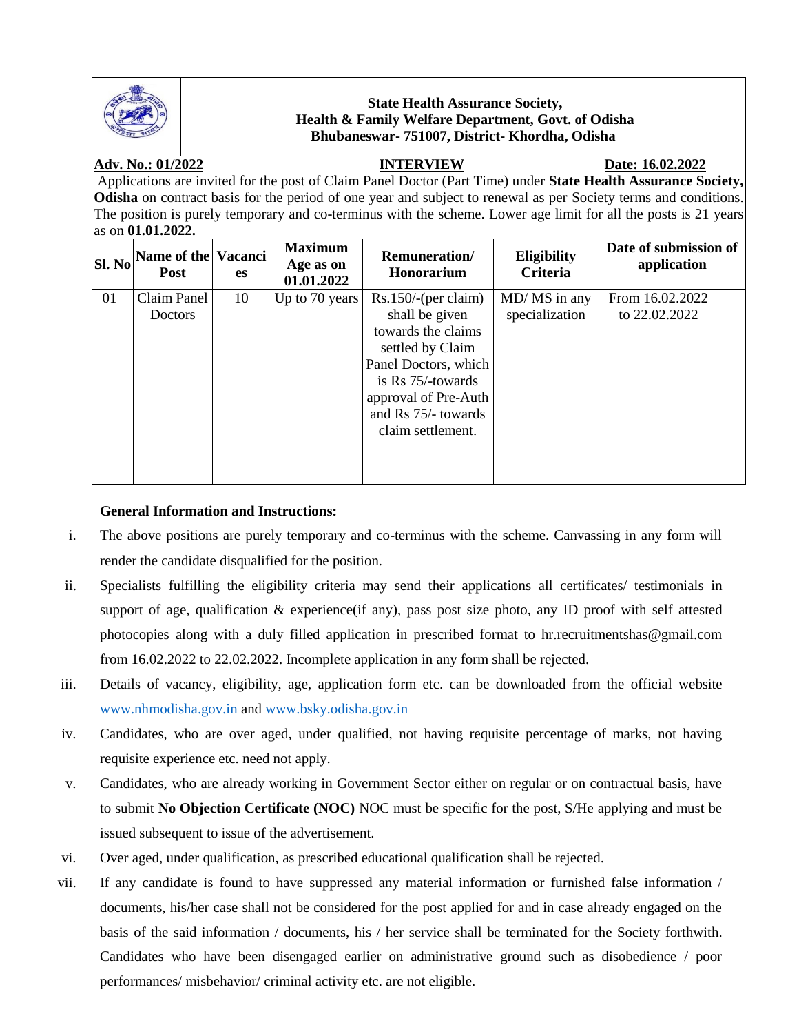**State Health Assurance Society,**
**Health & Family Welfare Department, Govt. of Odisha**
**Bhubaneswar- 751007, District- Khordha, Odisha**

**Adv. No.: 01/2022** **INTERVIEW** **Date: 16.02.2022**

Applications are invited for the post of Claim Panel Doctor (Part Time) under **State Health Assurance Society, Odisha** on contract basis for the period of one year and subject to renewal as per Society terms and conditions. The position is purely temporary and co-terminus with the scheme. Lower age limit for all the posts is 21 years as on **01.01.2022.**

| Sl. No | Name of the Post | Vacancies | Maximum Age as on 01.01.2022 | Remuneration/ Honorarium | Eligibility Criteria | Date of submission of application |
|---|---|---|---|---|---|---|
| 01 | Claim Panel Doctors | 10 | Up to 70 years | Rs.150/-(per claim) shall be given towards the claims settled by Claim Panel Doctors, which is Rs 75/-towards approval of Pre-Auth and Rs 75/- towards claim settlement. | MD/ MS in any specialization | From 16.02.2022 to 22.02.2022 |

**General Information and Instructions:**

i. The above positions are purely temporary and co-terminus with the scheme. Canvassing in any form will render the candidate disqualified for the position.

ii. Specialists fulfilling the eligibility criteria may send their applications all certificates/ testimonials in support of age, qualification & experience(if any), pass post size photo, any ID proof with self attested photocopies along with a duly filled application in prescribed format to hr.recruitmentshas@gmail.com from 16.02.2022 to 22.02.2022. Incomplete application in any form shall be rejected.

iii. Details of vacancy, eligibility, age, application form etc. can be downloaded from the official website www.nhmodisha.gov.in and www.bsky.odisha.gov.in

iv. Candidates, who are over aged, under qualified, not having requisite percentage of marks, not having requisite experience etc. need not apply.

v. Candidates, who are already working in Government Sector either on regular or on contractual basis, have to submit **No Objection Certificate (NOC)** NOC must be specific for the post, S/He applying and must be issued subsequent to issue of the advertisement.

vi. Over aged, under qualification, as prescribed educational qualification shall be rejected.

vii. If any candidate is found to have suppressed any material information or furnished false information / documents, his/her case shall not be considered for the post applied for and in case already engaged on the basis of the said information / documents, his / her service shall be terminated for the Society forthwith. Candidates who have been disengaged earlier on administrative ground such as disobedience / poor performances/ misbehavior/ criminal activity etc. are not eligible.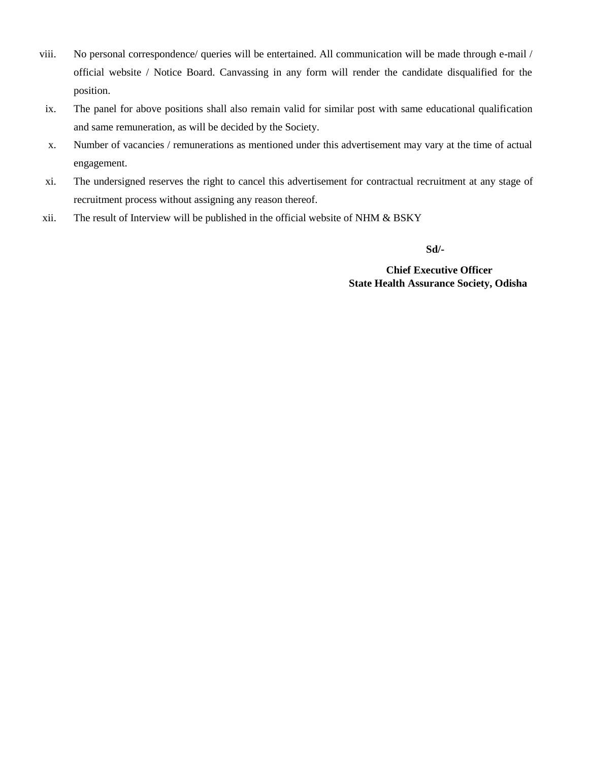viii. No personal correspondence/ queries will be entertained. All communication will be made through e-mail / official website / Notice Board. Canvassing in any form will render the candidate disqualified for the position.

ix. The panel for above positions shall also remain valid for similar post with same educational qualification and same remuneration, as will be decided by the Society.

x. Number of vacancies / remunerations as mentioned under this advertisement may vary at the time of actual engagement.

xi. The undersigned reserves the right to cancel this advertisement for contractual recruitment at any stage of recruitment process without assigning any reason thereof.

xii. The result of Interview will be published in the official website of NHM & BSKY

**Sd/-**

**Chief Executive Officer**
**State Health Assurance Society, Odisha**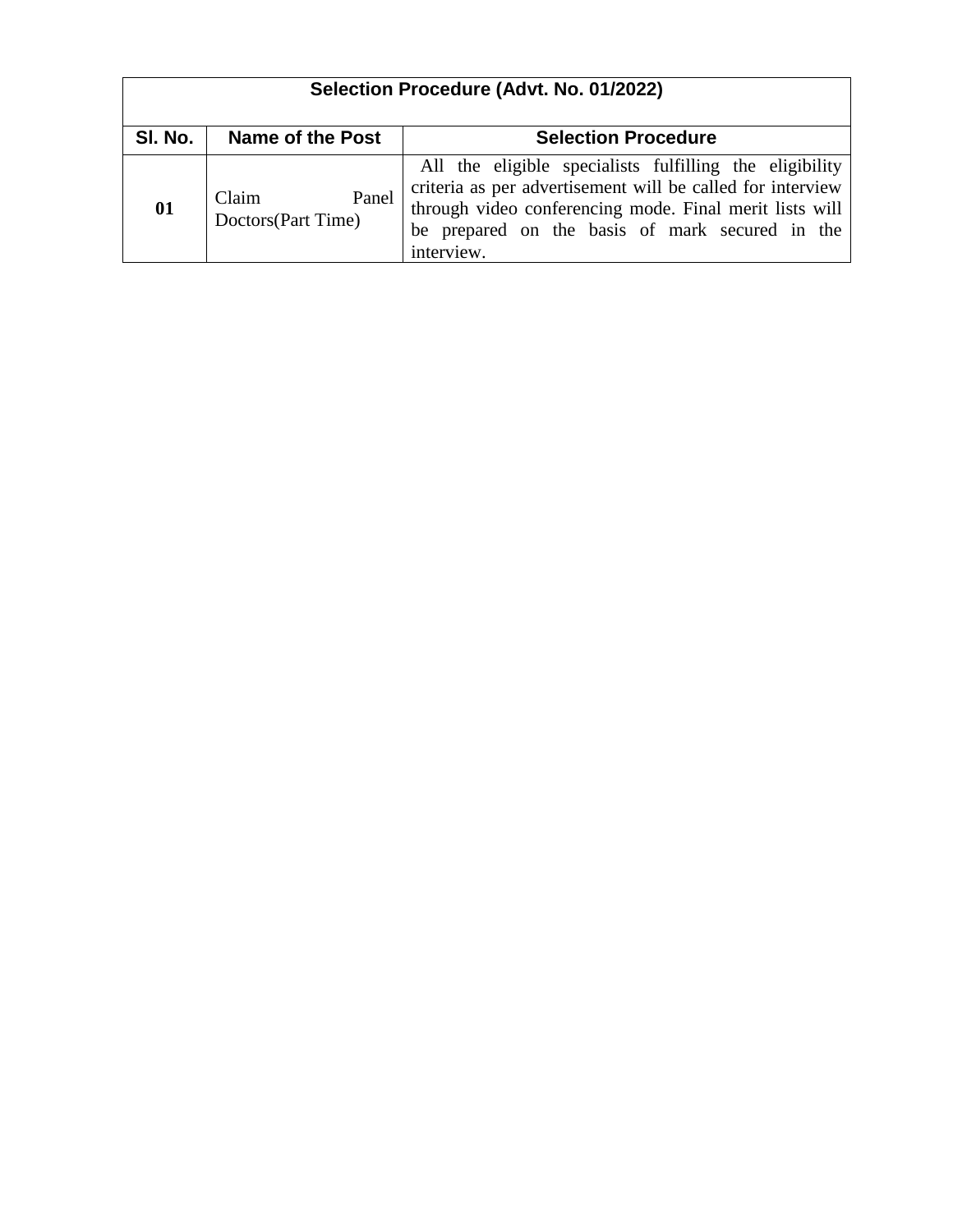| Selection Procedure (Advt. No. 01/2022) | | |
|---|---|---|
| **Sl. No.** | **Name of the Post** | **Selection Procedure** |
| **01** | Claim Panel Doctors(Part Time) | All the eligible specialists fulfilling the eligibility criteria as per advertisement will be called for interview through video conferencing mode. Final merit lists will be prepared on the basis of mark secured in the interview. |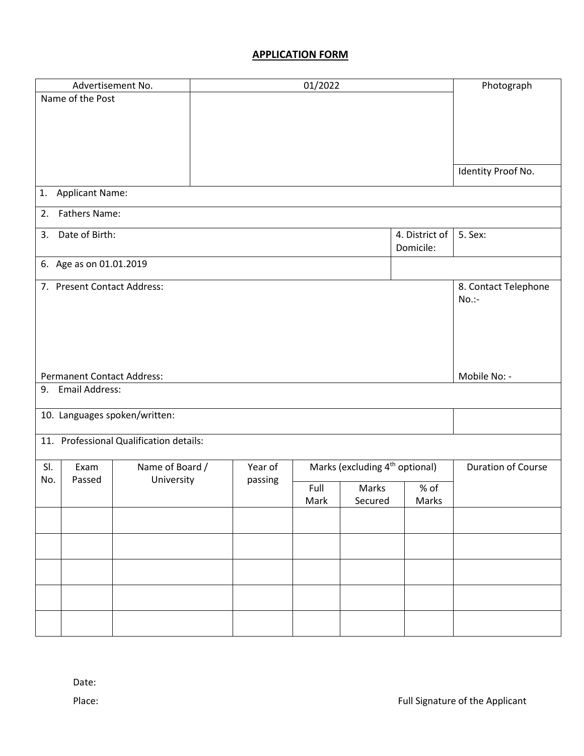# APPLICATION FORM

| Advertisement No. | 01/2022 | Photograph |
|---|---|---|
| Name of the Post | | |
| | | Identity Proof No. |
| 1. Applicant Name: | | |
| 2. Fathers Name: | | |
| 3. Date of Birth: | 4. District of Domicile: | 5. Sex: |
| 6. Age as on 01.01.2019 | | |
| 7. Present Contact Address: | | 8. Contact Telephone No.:- |
| Permanent Contact Address: | | Mobile No: - |
| 9. Email Address: | | |
| 10. Languages spoken/written: | | |
| 11. Professional Qualification details: | | |

| Sl. No. | Exam Passed | Name of Board / University | Year of passing | Marks (excluding 4th optional) | | | Duration of Course |
|---|---|---|---|---|---|---|---|
| | | | | Full Mark | Marks Secured | % of Marks | |
| | | | | | | | |
| | | | | | | | |
| | | | | | | | |
| | | | | | | | |
| | | | | | | | |

Date:

Place:

Full Signature of the Applicant